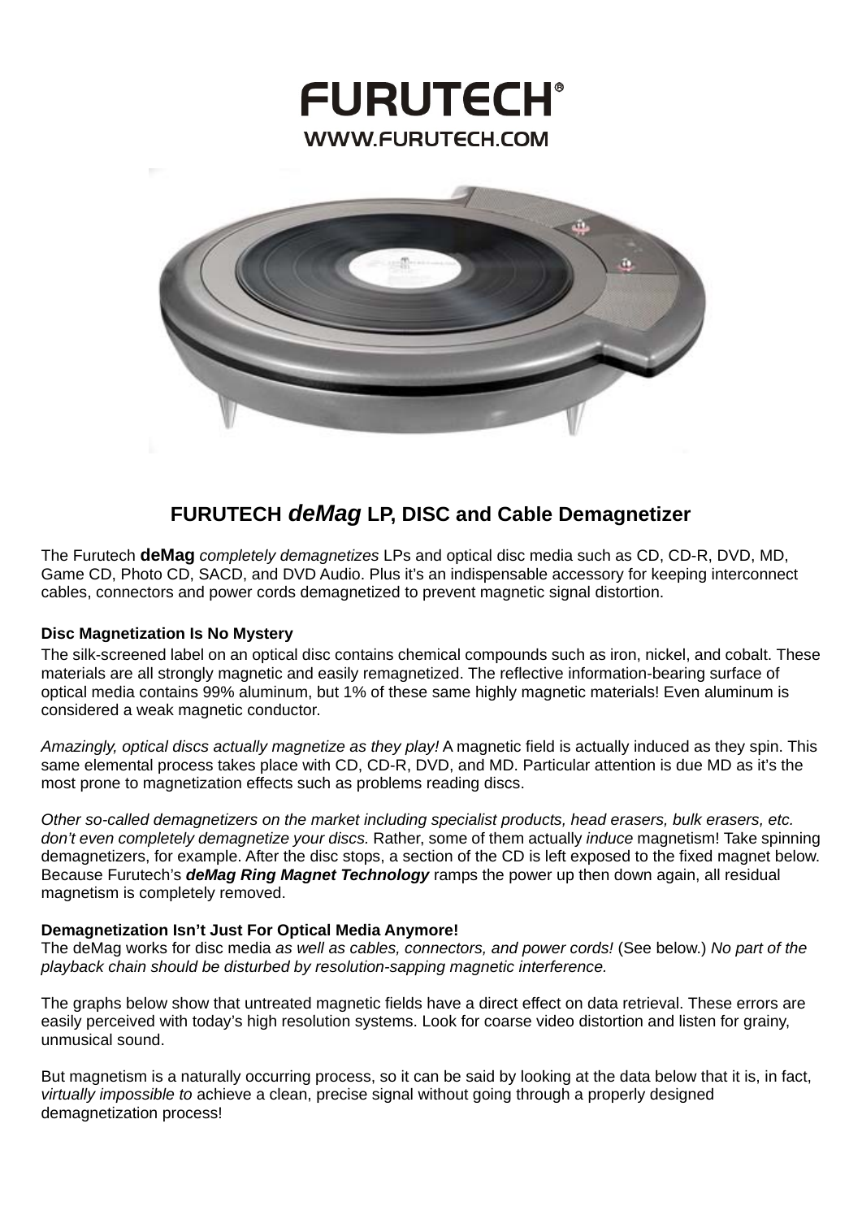# FURUTECH®

WWW.FURUTECH.COM

## FURUTECH *deMag* LP, DISC and Cable Demagnetizer

The Furutech **deMag** *completely demagnetizes* LPs and optical disc media such as CD, CD-R, DVD, MD, Game CD, Photo CD, SACD, and DVD Audio. Plus it's an indispensable accessory for keeping interconnect cables, connectors and power cords demagnetized to prevent magnetic signal distortion.

### Disc Magnetization Is No Mystery

The silk-screened label on an optical disc contains chemical compounds such as iron, nickel, and cobalt. These materials are all strongly magnetic and easily remagnetized. The reflective information-bearing surface of optical media contains 99% aluminum, but 1% of these same highly magnetic materials! Even aluminum is considered a weak magnetic conductor.

*Amazingly, optical discs actually magnetize as they play!* A magnetic field is actually induced as they spin. This same elemental process takes place with CD, CD-R, DVD, and MD. Particular attention is due MD as it's the most prone to magnetization effects such as problems reading discs.

*Other so-called demagnetizers on the market including specialist products, head erasers, bulk erasers, etc. don't even completely demagnetize your discs.* Rather, some of them actually *induce* magnetism! Take spinning demagnetizers, for example. After the disc stops, a section of the CD is left exposed to the fixed magnet below. Because Furutech's ***deMag Ring Magnet Technology*** ramps the power up then down again, all residual magnetism is completely removed.

### Demagnetization Isn't Just For Optical Media Anymore!

The deMag works for disc media *as well as cables, connectors, and power cords!* (See below.) *No part of the playback chain should be disturbed by resolution-sapping magnetic interference.*

The graphs below show that untreated magnetic fields have a direct effect on data retrieval. These errors are easily perceived with today's high resolution systems. Look for coarse video distortion and listen for grainy, unmusical sound.

But magnetism is a naturally occurring process, so it can be said by looking at the data below that it is, in fact, *virtually impossible to* achieve a clean, precise signal without going through a properly designed demagnetization process!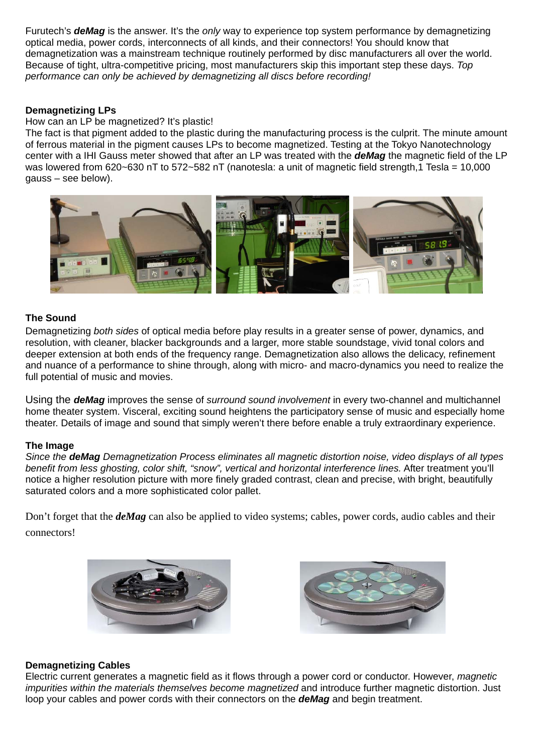Furutech's ***deMag*** is the answer. It's the *only* way to experience top system performance by demagnetizing optical media, power cords, interconnects of all kinds, and their connectors! You should know that demagnetization was a mainstream technique routinely performed by disc manufacturers all over the world. Because of tight, ultra-competitive pricing, most manufacturers skip this important step these days. *Top performance can only be achieved by demagnetizing all discs before recording!*

**Demagnetizing LPs**

How can an LP be magnetized? It's plastic!

The fact is that pigment added to the plastic during the manufacturing process is the culprit. The minute amount of ferrous material in the pigment causes LPs to become magnetized. Testing at the Tokyo Nanotechnology center with a IHI Gauss meter showed that after an LP was treated with the ***deMag*** the magnetic field of the LP was lowered from 620~630 nT to 572~582 nT (nanotesla: a unit of magnetic field strength,1 Tesla = 10,000 gauss – see below).

**The Sound**

Demagnetizing *both sides* of optical media before play results in a greater sense of power, dynamics, and resolution, with cleaner, blacker backgrounds and a larger, more stable soundstage, vivid tonal colors and deeper extension at both ends of the frequency range. Demagnetization also allows the delicacy, refinement and nuance of a performance to shine through, along with micro- and macro-dynamics you need to realize the full potential of music and movies.

Using the ***deMag*** improves the sense of *surround sound involvement* in every two-channel and multichannel home theater system. Visceral, exciting sound heightens the participatory sense of music and especially home theater. Details of image and sound that simply weren't there before enable a truly extraordinary experience.

**The Image**

*Since the **deMag** Demagnetization Process eliminates all magnetic distortion noise, video displays of all types benefit from less ghosting, color shift, "snow", vertical and horizontal interference lines.* After treatment you'll notice a higher resolution picture with more finely graded contrast, clean and precise, with bright, beautifully saturated colors and a more sophisticated color pallet.

Don't forget that the ***deMag*** can also be applied to video systems; cables, power cords, audio cables and their connectors!

**Demagnetizing Cables**

Electric current generates a magnetic field as it flows through a power cord or conductor. However, *magnetic impurities within the materials themselves become magnetized* and introduce further magnetic distortion. Just loop your cables and power cords with their connectors on the ***deMag*** and begin treatment.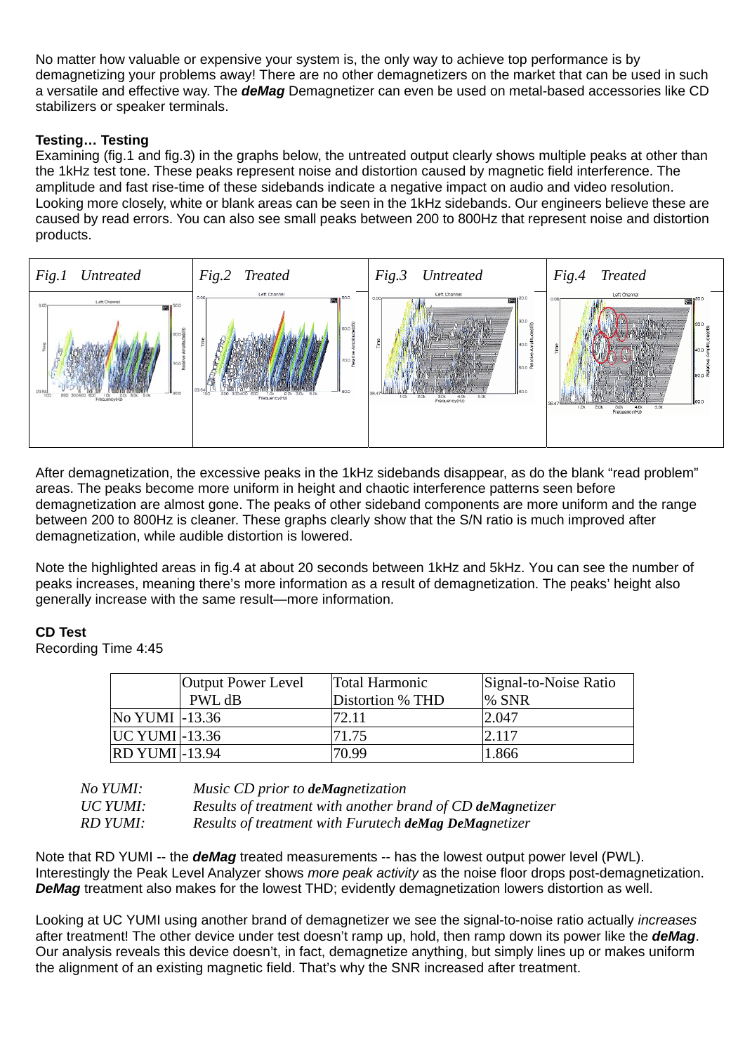No matter how valuable or expensive your system is, the only way to achieve top performance is by demagnetizing your problems away! There are no other demagnetizers on the market that can be used in such a versatile and effective way. The ***deMag*** Demagnetizer can even be used on metal-based accessories like CD stabilizers or speaker terminals.

**Testing… Testing**
Examining (fig.1 and fig.3) in the graphs below, the untreated output clearly shows multiple peaks at other than the 1kHz test tone. These peaks represent noise and distortion caused by magnetic field interference. The amplitude and fast rise-time of these sidebands indicate a negative impact on audio and video resolution. Looking more closely, white or blank areas can be seen in the 1kHz sidebands. Our engineers believe these are caused by read errors. You can also see small peaks between 200 to 800Hz that represent noise and distortion products.

| *Fig.1 Untreated* | *Fig.2 Treated* | *Fig.3 Untreated* | *Fig.4 Treated* |
|---|---|---|---|

After demagnetization, the excessive peaks in the 1kHz sidebands disappear, as do the blank "read problem" areas. The peaks become more uniform in height and chaotic interference patterns seen before demagnetization are almost gone. The peaks of other sideband components are more uniform and the range between 200 to 800Hz is cleaner. These graphs clearly show that the S/N ratio is much improved after demagnetization, while audible distortion is lowered.

Note the highlighted areas in fig.4 at about 20 seconds between 1kHz and 5kHz. You can see the number of peaks increases, meaning there's more information as a result of demagnetization. The peaks' height also generally increase with the same result—more information.

**CD Test**
Recording Time 4:45

| | Output Power Level PWL dB | Total Harmonic Distortion % THD | Signal-to-Noise Ratio % SNR |
|---|---|---|---|
| No YUMI | -13.36 | 72.11 | 2.047 |
| UC YUMI | -13.36 | 71.75 | 2.117 |
| RD YUMI | -13.94 | 70.99 | 1.866 |

*No YUMI:* *Music CD prior to **deMag**netization*
*UC YUMI:* *Results of treatment with another brand of CD **deMag**netizer*
*RD YUMI:* *Results of treatment with Furutech **deMag DeMag**netizer*

Note that RD YUMI -- the ***deMag*** treated measurements -- has the lowest output power level (PWL). Interestingly the Peak Level Analyzer shows *more peak activity* as the noise floor drops post-demagnetization. ***DeMag*** treatment also makes for the lowest THD; evidently demagnetization lowers distortion as well.

Looking at UC YUMI using another brand of demagnetizer we see the signal-to-noise ratio actually *increases* after treatment! The other device under test doesn't ramp up, hold, then ramp down its power like the ***deMag***. Our analysis reveals this device doesn't, in fact, demagnetize anything, but simply lines up or makes uniform the alignment of an existing magnetic field. That's why the SNR increased after treatment.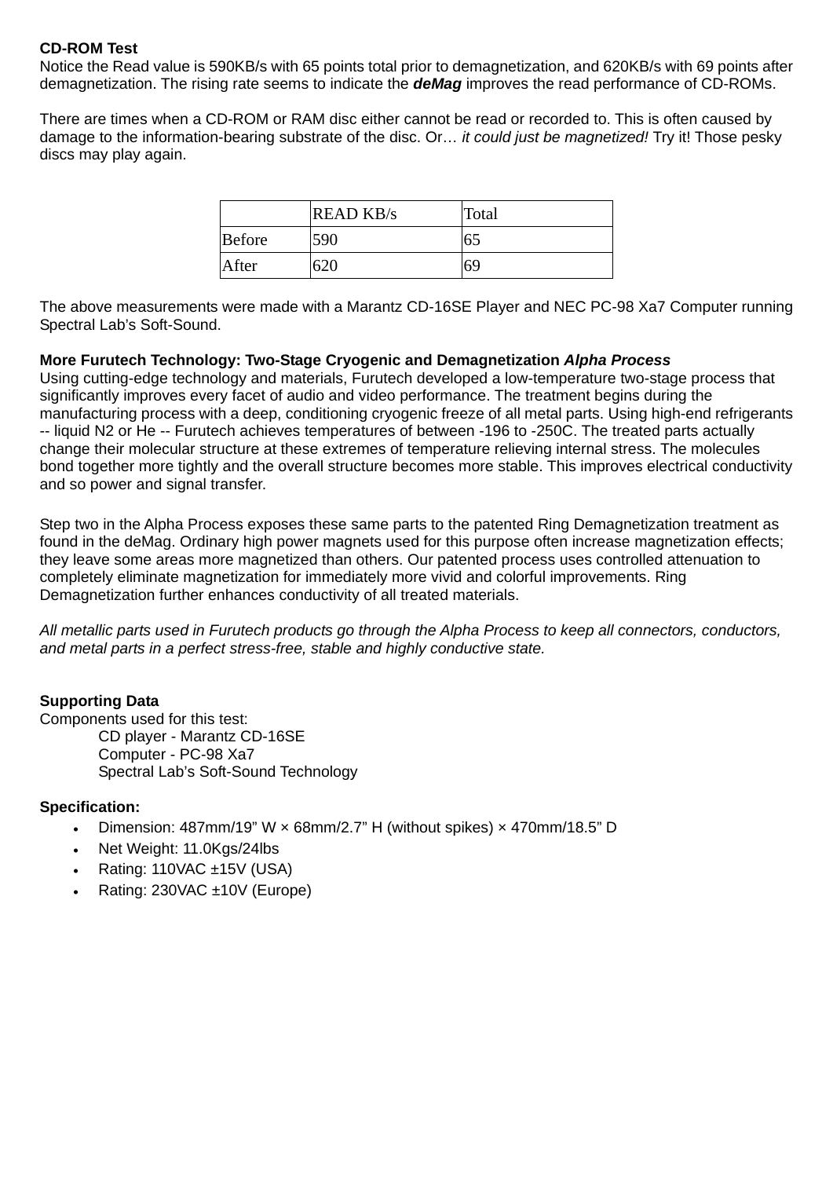**CD-ROM Test**
Notice the Read value is 590KB/s with 65 points total prior to demagnetization, and 620KB/s with 69 points after demagnetization. The rising rate seems to indicate the ***deMag*** improves the read performance of CD-ROMs.

There are times when a CD-ROM or RAM disc either cannot be read or recorded to. This is often caused by damage to the information-bearing substrate of the disc. Or… *it could just be magnetized!* Try it! Those pesky discs may play again.

| | READ KB/s | Total |
|---|---|---|
| Before | 590 | 65 |
| After | 620 | 69 |

The above measurements were made with a Marantz CD-16SE Player and NEC PC-98 Xa7 Computer running Spectral Lab's Soft-Sound.

**More Furutech Technology: Two-Stage Cryogenic and Demagnetization *Alpha Process***
Using cutting-edge technology and materials, Furutech developed a low-temperature two-stage process that significantly improves every facet of audio and video performance. The treatment begins during the manufacturing process with a deep, conditioning cryogenic freeze of all metal parts. Using high-end refrigerants -- liquid N2 or He -- Furutech achieves temperatures of between -196 to -250C. The treated parts actually change their molecular structure at these extremes of temperature relieving internal stress. The molecules bond together more tightly and the overall structure becomes more stable. This improves electrical conductivity and so power and signal transfer.

Step two in the Alpha Process exposes these same parts to the patented Ring Demagnetization treatment as found in the deMag. Ordinary high power magnets used for this purpose often increase magnetization effects; they leave some areas more magnetized than others. Our patented process uses controlled attenuation to completely eliminate magnetization for immediately more vivid and colorful improvements. Ring Demagnetization further enhances conductivity of all treated materials.

*All metallic parts used in Furutech products go through the Alpha Process to keep all connectors, conductors, and metal parts in a perfect stress-free, stable and highly conductive state.*

**Supporting Data**
Components used for this test:
CD player - Marantz CD-16SE
Computer - PC-98 Xa7
Spectral Lab's Soft-Sound Technology

**Specification:**

- Dimension: 487mm/19" W × 68mm/2.7" H (without spikes) × 470mm/18.5" D
- Net Weight: 11.0Kgs/24lbs
- Rating: 110VAC ±15V (USA)
- Rating: 230VAC ±10V (Europe)